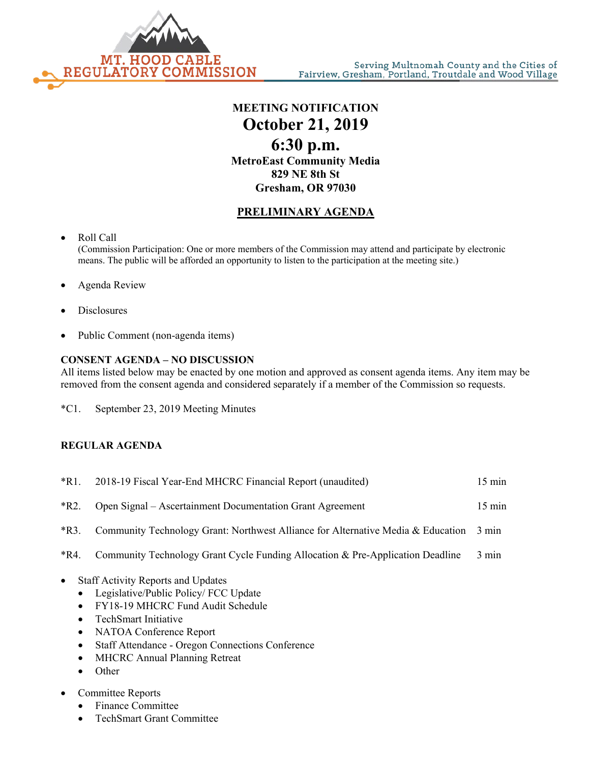MT. HOOD CABLE REGULATORY COMMISSION

Serving Multnomah County and the Cities of Fairview, Gresham, Portland, Troutdale and Wood Village

**MEETING NOTIFICATION**

# October 21, 2019

# 6:30 p.m.

**MetroEast Community Media**
**829 NE 8th St**
**Gresham, OR 97030**

## PRELIMINARY AGENDA

- Roll Call
  (Commission Participation: One or more members of the Commission may attend and participate by electronic means. The public will be afforded an opportunity to listen to the participation at the meeting site.)
- Agenda Review
- Disclosures
- Public Comment (non-agenda items)

**CONSENT AGENDA – NO DISCUSSION**

All items listed below may be enacted by one motion and approved as consent agenda items. Any item may be removed from the consent agenda and considered separately if a member of the Commission so requests.

*C1. September 23, 2019 Meeting Minutes

**REGULAR AGENDA**

| | | |
|---|---|---|
| *R1. | 2018-19 Fiscal Year-End MHCRC Financial Report (unaudited) | 15 min |
| *R2. | Open Signal – Ascertainment Documentation Grant Agreement | 15 min |
| *R3. | Community Technology Grant: Northwest Alliance for Alternative Media & Education | 3 min |
| *R4. | Community Technology Grant Cycle Funding Allocation & Pre-Application Deadline | 3 min |

- Staff Activity Reports and Updates
  - Legislative/Public Policy/ FCC Update
  - FY18-19 MHCRC Fund Audit Schedule
  - TechSmart Initiative
  - NATOA Conference Report
  - Staff Attendance - Oregon Connections Conference
  - MHCRC Annual Planning Retreat
  - Other
- Committee Reports
  - Finance Committee
  - TechSmart Grant Committee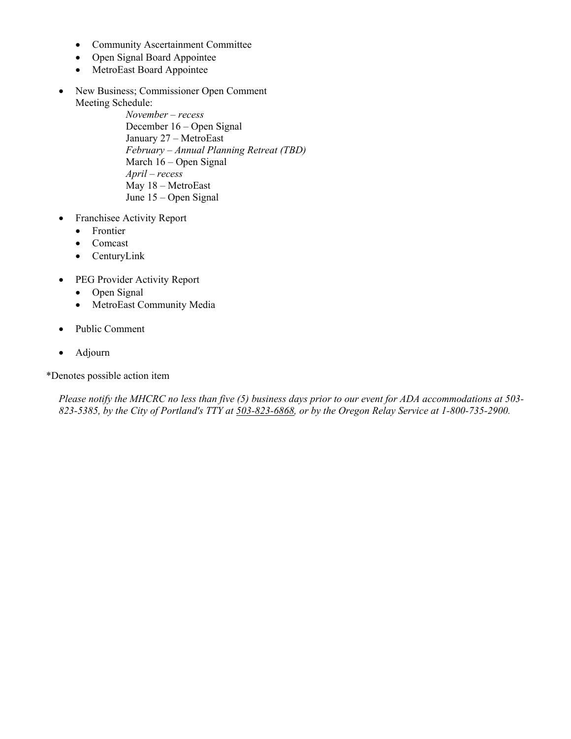- Community Ascertainment Committee
- Open Signal Board Appointee
- MetroEast Board Appointee

- New Business; Commissioner Open Comment
  Meeting Schedule:
  - *November – recess*
  - December 16 – Open Signal
  - January 27 – MetroEast
  - *February – Annual Planning Retreat (TBD)*
  - March 16 – Open Signal
  - *April – recess*
  - May 18 – MetroEast
  - June 15 – Open Signal

- Franchisee Activity Report
  - Frontier
  - Comcast
  - CenturyLink

- PEG Provider Activity Report
  - Open Signal
  - MetroEast Community Media

- Public Comment

- Adjourn

*Denotes possible action item

*Please notify the MHCRC no less than five (5) business days prior to our event for ADA accommodations at 503-823-5385, by the City of Portland's TTY at 503-823-6868, or by the Oregon Relay Service at 1-800-735-2900.*